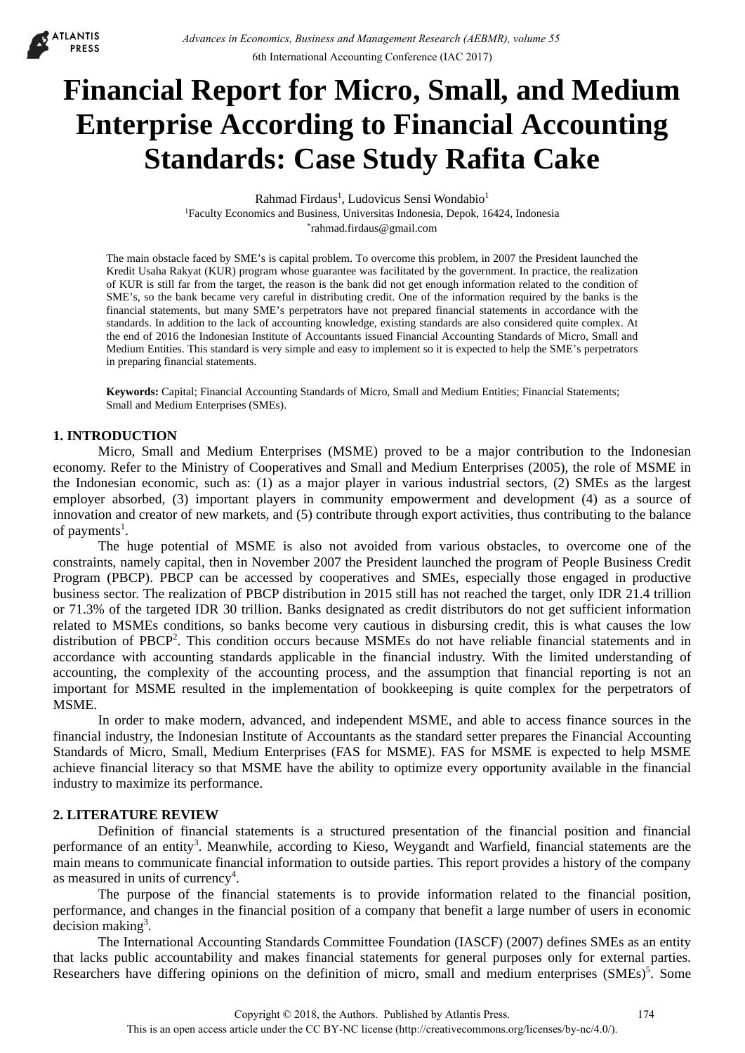# Financial Report for Micro, Small, and Medium Enterprise According to Financial Accounting Standards: Case Study Rafita Cake

Rahmad Firdaus[1], Ludovicus Sensi Wondabio[1]

[1]Faculty Economics and Business, Universitas Indonesia, Depok, 16424, Indonesia

[*]rahmad.firdaus@gmail.com

The main obstacle faced by SME's is capital problem. To overcome this problem, in 2007 the President launched the Kredit Usaha Rakyat (KUR) program whose guarantee was facilitated by the government. In practice, the realization of KUR is still far from the target, the reason is the bank did not get enough information related to the condition of SME's, so the bank became very careful in distributing credit. One of the information required by the banks is the financial statements, but many SME's perpetrators have not prepared financial statements in accordance with the standards. In addition to the lack of accounting knowledge, existing standards are also considered quite complex. At the end of 2016 the Indonesian Institute of Accountants issued Financial Accounting Standards of Micro, Small and Medium Entities. This standard is very simple and easy to implement so it is expected to help the SME's perpetrators in preparing financial statements.

**Keywords:** Capital; Financial Accounting Standards of Micro, Small and Medium Entities; Financial Statements; Small and Medium Enterprises (SMEs).

## 1. INTRODUCTION

Micro, Small and Medium Enterprises (MSME) proved to be a major contribution to the Indonesian economy. Refer to the Ministry of Cooperatives and Small and Medium Enterprises (2005), the role of MSME in the Indonesian economic, such as: (1) as a major player in various industrial sectors, (2) SMEs as the largest employer absorbed, (3) important players in community empowerment and development (4) as a source of innovation and creator of new markets, and (5) contribute through export activities, thus contributing to the balance of payments[1].

The huge potential of MSME is also not avoided from various obstacles, to overcome one of the constraints, namely capital, then in November 2007 the President launched the program of People Business Credit Program (PBCP). PBCP can be accessed by cooperatives and SMEs, especially those engaged in productive business sector. The realization of PBCP distribution in 2015 still has not reached the target, only IDR 21.4 trillion or 71.3% of the targeted IDR 30 trillion. Banks designated as credit distributors do not get sufficient information related to MSMEs conditions, so banks become very cautious in disbursing credit, this is what causes the low distribution of PBCP[2]. This condition occurs because MSMEs do not have reliable financial statements and in accordance with accounting standards applicable in the financial industry. With the limited understanding of accounting, the complexity of the accounting process, and the assumption that financial reporting is not an important for MSME resulted in the implementation of bookkeeping is quite complex for the perpetrators of MSME.

In order to make modern, advanced, and independent MSME, and able to access finance sources in the financial industry, the Indonesian Institute of Accountants as the standard setter prepares the Financial Accounting Standards of Micro, Small, Medium Enterprises (FAS for MSME). FAS for MSME is expected to help MSME achieve financial literacy so that MSME have the ability to optimize every opportunity available in the financial industry to maximize its performance.

## 2. LITERATURE REVIEW

Definition of financial statements is a structured presentation of the financial position and financial performance of an entity[3]. Meanwhile, according to Kieso, Weygandt and Warfield, financial statements are the main means to communicate financial information to outside parties. This report provides a history of the company as measured in units of currency[4].

The purpose of the financial statements is to provide information related to the financial position, performance, and changes in the financial position of a company that benefit a large number of users in economic decision making[3].

The International Accounting Standards Committee Foundation (IASCF) (2007) defines SMEs as an entity that lacks public accountability and makes financial statements for general purposes only for external parties. Researchers have differing opinions on the definition of micro, small and medium enterprises (SMEs)[5]. Some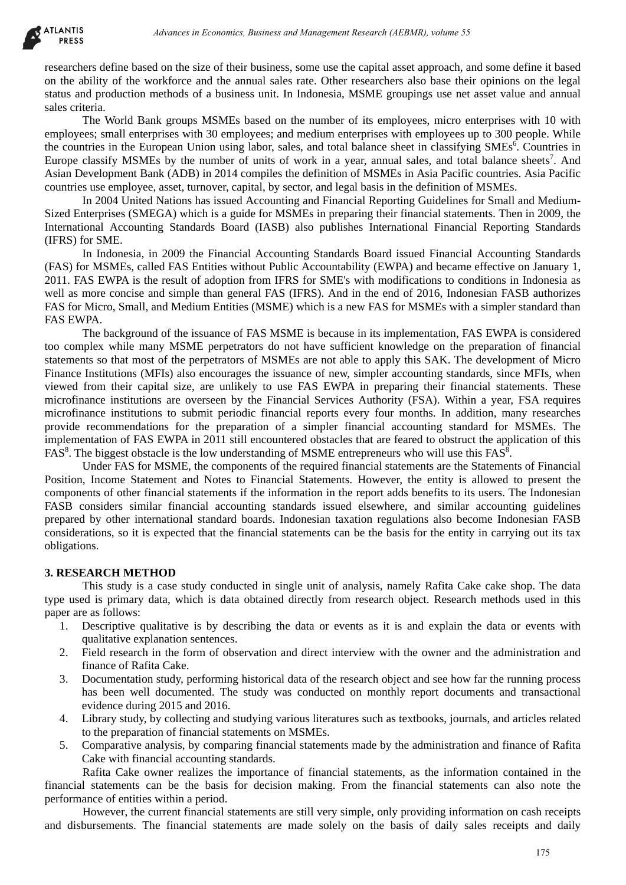researchers define based on the size of their business, some use the capital asset approach, and some define it based on the ability of the workforce and the annual sales rate. Other researchers also base their opinions on the legal status and production methods of a business unit. In Indonesia, MSME groupings use net asset value and annual sales criteria.

The World Bank groups MSMEs based on the number of its employees, micro enterprises with 10 with employees; small enterprises with 30 employees; and medium enterprises with employees up to 300 people. While the countries in the European Union using labor, sales, and total balance sheet in classifying SMEs[6]. Countries in Europe classify MSMEs by the number of units of work in a year, annual sales, and total balance sheets[7]. And Asian Development Bank (ADB) in 2014 compiles the definition of MSMEs in Asia Pacific countries. Asia Pacific countries use employee, asset, turnover, capital, by sector, and legal basis in the definition of MSMEs.

In 2004 United Nations has issued Accounting and Financial Reporting Guidelines for Small and Medium-Sized Enterprises (SMEGA) which is a guide for MSMEs in preparing their financial statements. Then in 2009, the International Accounting Standards Board (IASB) also publishes International Financial Reporting Standards (IFRS) for SME.

In Indonesia, in 2009 the Financial Accounting Standards Board issued Financial Accounting Standards (FAS) for MSMEs, called FAS Entities without Public Accountability (EWPA) and became effective on January 1, 2011. FAS EWPA is the result of adoption from IFRS for SME's with modifications to conditions in Indonesia as well as more concise and simple than general FAS (IFRS). And in the end of 2016, Indonesian FASB authorizes FAS for Micro, Small, and Medium Entities (MSME) which is a new FAS for MSMEs with a simpler standard than FAS EWPA.

The background of the issuance of FAS MSME is because in its implementation, FAS EWPA is considered too complex while many MSME perpetrators do not have sufficient knowledge on the preparation of financial statements so that most of the perpetrators of MSMEs are not able to apply this SAK. The development of Micro Finance Institutions (MFIs) also encourages the issuance of new, simpler accounting standards, since MFIs, when viewed from their capital size, are unlikely to use FAS EWPA in preparing their financial statements. These microfinance institutions are overseen by the Financial Services Authority (FSA). Within a year, FSA requires microfinance institutions to submit periodic financial reports every four months. In addition, many researches provide recommendations for the preparation of a simpler financial accounting standard for MSMEs. The implementation of FAS EWPA in 2011 still encountered obstacles that are feared to obstruct the application of this FAS[8]. The biggest obstacle is the low understanding of MSME entrepreneurs who will use this FAS[8].

Under FAS for MSME, the components of the required financial statements are the Statements of Financial Position, Income Statement and Notes to Financial Statements. However, the entity is allowed to present the components of other financial statements if the information in the report adds benefits to its users. The Indonesian FASB considers similar financial accounting standards issued elsewhere, and similar accounting guidelines prepared by other international standard boards. Indonesian taxation regulations also become Indonesian FASB considerations, so it is expected that the financial statements can be the basis for the entity in carrying out its tax obligations.

## 3. RESEARCH METHOD

This study is a case study conducted in single unit of analysis, namely Rafita Cake cake shop. The data type used is primary data, which is data obtained directly from research object. Research methods used in this paper are as follows:

1. Descriptive qualitative is by describing the data or events as it is and explain the data or events with qualitative explanation sentences.
2. Field research in the form of observation and direct interview with the owner and the administration and finance of Rafita Cake.
3. Documentation study, performing historical data of the research object and see how far the running process has been well documented. The study was conducted on monthly report documents and transactional evidence during 2015 and 2016.
4. Library study, by collecting and studying various literatures such as textbooks, journals, and articles related to the preparation of financial statements on MSMEs.
5. Comparative analysis, by comparing financial statements made by the administration and finance of Rafita Cake with financial accounting standards.

Rafita Cake owner realizes the importance of financial statements, as the information contained in the financial statements can be the basis for decision making. From the financial statements can also note the performance of entities within a period.

However, the current financial statements are still very simple, only providing information on cash receipts and disbursements. The financial statements are made solely on the basis of daily sales receipts and daily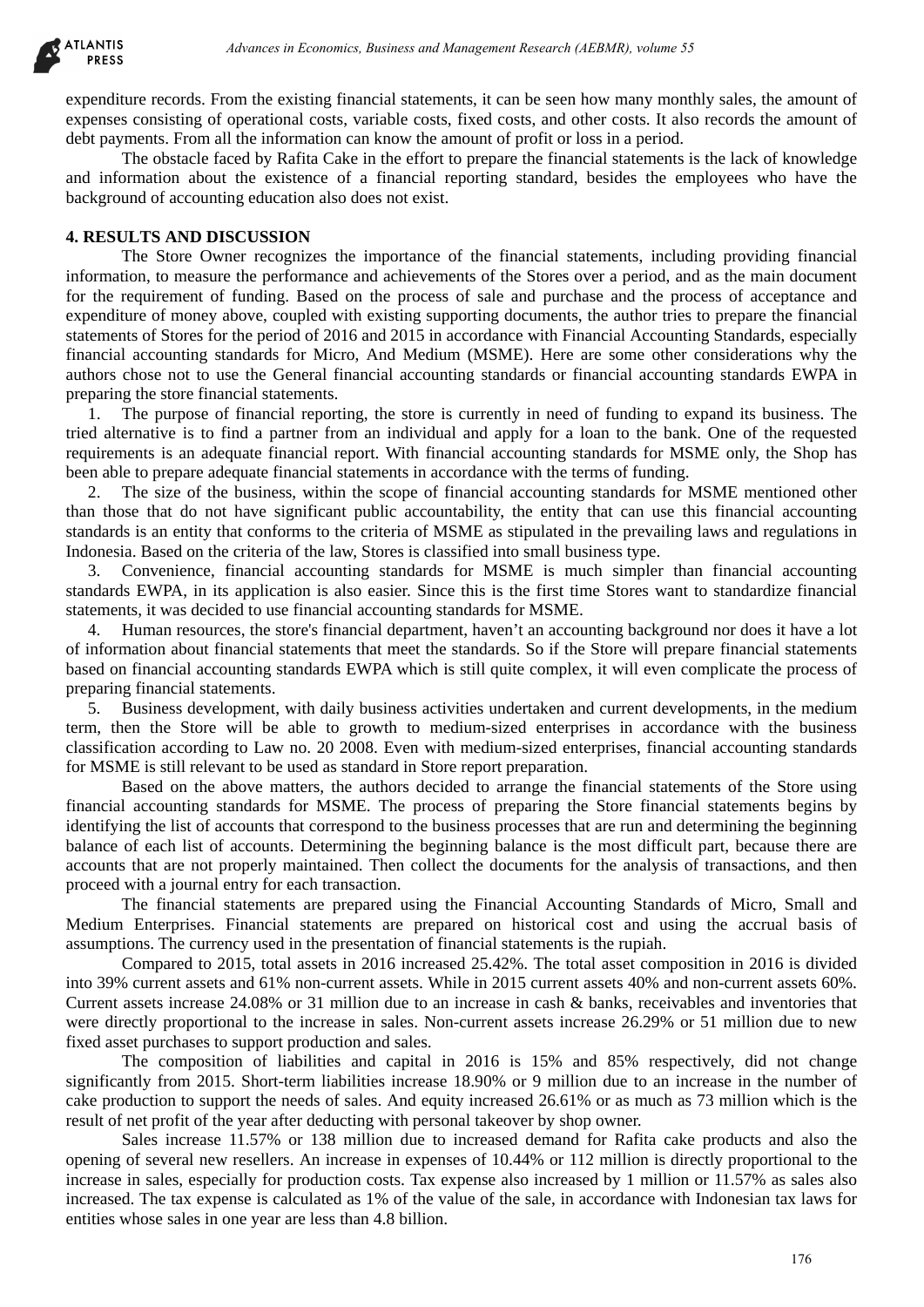expenditure records. From the existing financial statements, it can be seen how many monthly sales, the amount of expenses consisting of operational costs, variable costs, fixed costs, and other costs. It also records the amount of debt payments. From all the information can know the amount of profit or loss in a period.

The obstacle faced by Rafita Cake in the effort to prepare the financial statements is the lack of knowledge and information about the existence of a financial reporting standard, besides the employees who have the background of accounting education also does not exist.

## 4. RESULTS AND DISCUSSION

The Store Owner recognizes the importance of the financial statements, including providing financial information, to measure the performance and achievements of the Stores over a period, and as the main document for the requirement of funding. Based on the process of sale and purchase and the process of acceptance and expenditure of money above, coupled with existing supporting documents, the author tries to prepare the financial statements of Stores for the period of 2016 and 2015 in accordance with Financial Accounting Standards, especially financial accounting standards for Micro, And Medium (MSME). Here are some other considerations why the authors chose not to use the General financial accounting standards or financial accounting standards EWPA in preparing the store financial statements.

1. The purpose of financial reporting, the store is currently in need of funding to expand its business. The tried alternative is to find a partner from an individual and apply for a loan to the bank. One of the requested requirements is an adequate financial report. With financial accounting standards for MSME only, the Shop has been able to prepare adequate financial statements in accordance with the terms of funding.
2. The size of the business, within the scope of financial accounting standards for MSME mentioned other than those that do not have significant public accountability, the entity that can use this financial accounting standards is an entity that conforms to the criteria of MSME as stipulated in the prevailing laws and regulations in Indonesia. Based on the criteria of the law, Stores is classified into small business type.
3. Convenience, financial accounting standards for MSME is much simpler than financial accounting standards EWPA, in its application is also easier. Since this is the first time Stores want to standardize financial statements, it was decided to use financial accounting standards for MSME.
4. Human resources, the store's financial department, haven't an accounting background nor does it have a lot of information about financial statements that meet the standards. So if the Store will prepare financial statements based on financial accounting standards EWPA which is still quite complex, it will even complicate the process of preparing financial statements.
5. Business development, with daily business activities undertaken and current developments, in the medium term, then the Store will be able to growth to medium-sized enterprises in accordance with the business classification according to Law no. 20 2008. Even with medium-sized enterprises, financial accounting standards for MSME is still relevant to be used as standard in Store report preparation.

Based on the above matters, the authors decided to arrange the financial statements of the Store using financial accounting standards for MSME. The process of preparing the Store financial statements begins by identifying the list of accounts that correspond to the business processes that are run and determining the beginning balance of each list of accounts. Determining the beginning balance is the most difficult part, because there are accounts that are not properly maintained. Then collect the documents for the analysis of transactions, and then proceed with a journal entry for each transaction.

The financial statements are prepared using the Financial Accounting Standards of Micro, Small and Medium Enterprises. Financial statements are prepared on historical cost and using the accrual basis of assumptions. The currency used in the presentation of financial statements is the rupiah.

Compared to 2015, total assets in 2016 increased 25.42%. The total asset composition in 2016 is divided into 39% current assets and 61% non-current assets. While in 2015 current assets 40% and non-current assets 60%. Current assets increase 24.08% or 31 million due to an increase in cash & banks, receivables and inventories that were directly proportional to the increase in sales. Non-current assets increase 26.29% or 51 million due to new fixed asset purchases to support production and sales.

The composition of liabilities and capital in 2016 is 15% and 85% respectively, did not change significantly from 2015. Short-term liabilities increase 18.90% or 9 million due to an increase in the number of cake production to support the needs of sales. And equity increased 26.61% or as much as 73 million which is the result of net profit of the year after deducting with personal takeover by shop owner.

Sales increase 11.57% or 138 million due to increased demand for Rafita cake products and also the opening of several new resellers. An increase in expenses of 10.44% or 112 million is directly proportional to the increase in sales, especially for production costs. Tax expense also increased by 1 million or 11.57% as sales also increased. The tax expense is calculated as 1% of the value of the sale, in accordance with Indonesian tax laws for entities whose sales in one year are less than 4.8 billion.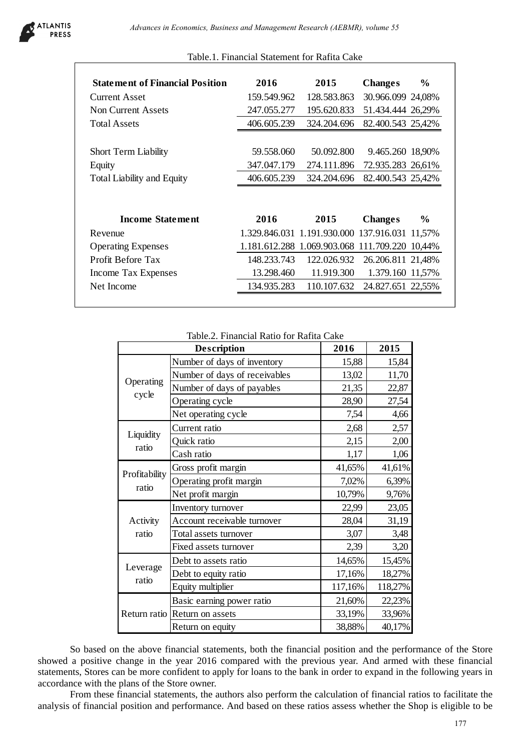Table.1. Financial Statement for Rafita Cake

| **Statement of Financial Position** | **2016** | **2015** | **Changes** | **%** |
|---|---|---|---|---|
| Current Asset | 159.549.962 | 128.583.863 | 30.966.099 | 24,08% |
| Non Current Assets | 247.055.277 | 195.620.833 | 51.434.444 | 26,29% |
| Total Assets | 406.605.239 | 324.204.696 | 82.400.543 | 25,42% |
| | | | | |
| Short Term Liability | 59.558.060 | 50.092.800 | 9.465.260 | 18,90% |
| Equity | 347.047.179 | 274.111.896 | 72.935.283 | 26,61% |
| Total Liability and Equity | 406.605.239 | 324.204.696 | 82.400.543 | 25,42% |
| | | | | |
| **Income Statement** | **2016** | **2015** | **Changes** | **%** |
| Revenue | 1.329.846.031 | 1.191.930.000 | 137.916.031 | 11,57% |
| Operating Expenses | 1.181.612.288 | 1.069.903.068 | 111.709.220 | 10,44% |
| Profit Before Tax | 148.233.743 | 122.026.932 | 26.206.811 | 21,48% |
| Income Tax Expenses | 13.298.460 | 11.919.300 | 1.379.160 | 11,57% |
| Net Income | 134.935.283 | 110.107.632 | 24.827.651 | 22,55% |

Table.2. Financial Ratio for Rafita Cake

| **Description** | | **2016** | **2015** |
|---|---|---|---|
| Operating cycle | Number of days of inventory | 15,88 | 15,84 |
| | Number of days of receivables | 13,02 | 11,70 |
| | Number of days of payables | 21,35 | 22,87 |
| | Operating cycle | 28,90 | 27,54 |
| | Net operating cycle | 7,54 | 4,66 |
| Liquidity ratio | Current ratio | 2,68 | 2,57 |
| | Quick ratio | 2,15 | 2,00 |
| | Cash ratio | 1,17 | 1,06 |
| Profitability ratio | Gross profit margin | 41,65% | 41,61% |
| | Operating profit margin | 7,02% | 6,39% |
| | Net profit margin | 10,79% | 9,76% |
| Activity ratio | Inventory turnover | 22,99 | 23,05 |
| | Account receivable turnover | 28,04 | 31,19 |
| | Total assets turnover | 3,07 | 3,48 |
| | Fixed assets turnover | 2,39 | 3,20 |
| Leverage ratio | Debt to assets ratio | 14,65% | 15,45% |
| | Debt to equity ratio | 17,16% | 18,27% |
| | Equity multiplier | 117,16% | 118,27% |
| Return ratio | Basic earning power ratio | 21,60% | 22,23% |
| | Return on assets | 33,19% | 33,96% |
| | Return on equity | 38,88% | 40,17% |

So based on the above financial statements, both the financial position and the performance of the Store showed a positive change in the year 2016 compared with the previous year. And armed with these financial statements, Stores can be more confident to apply for loans to the bank in order to expand in the following years in accordance with the plans of the Store owner.

From these financial statements, the authors also perform the calculation of financial ratios to facilitate the analysis of financial position and performance. And based on these ratios assess whether the Shop is eligible to be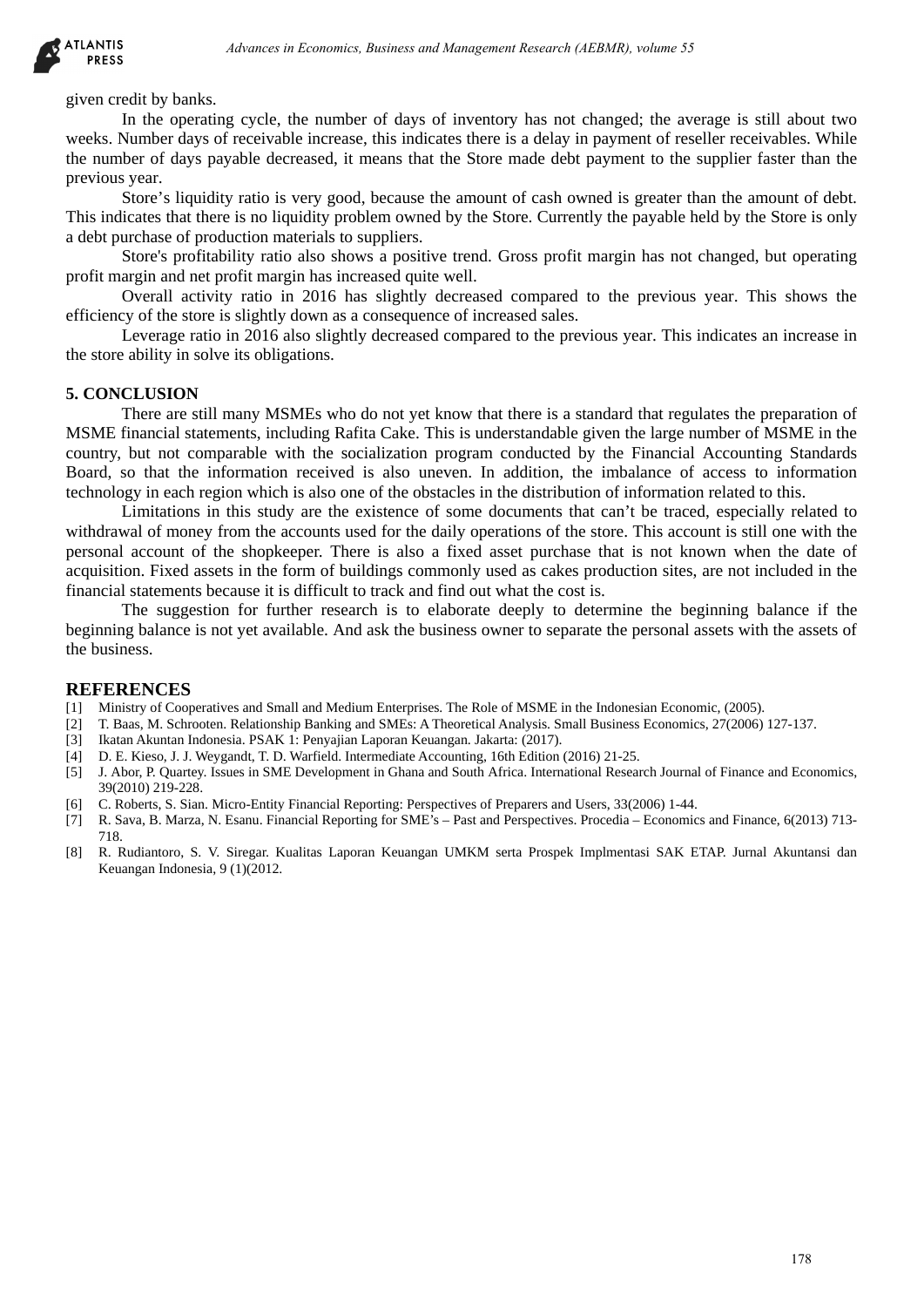given credit by banks.

In the operating cycle, the number of days of inventory has not changed; the average is still about two weeks. Number days of receivable increase, this indicates there is a delay in payment of reseller receivables. While the number of days payable decreased, it means that the Store made debt payment to the supplier faster than the previous year.

Store's liquidity ratio is very good, because the amount of cash owned is greater than the amount of debt. This indicates that there is no liquidity problem owned by the Store. Currently the payable held by the Store is only a debt purchase of production materials to suppliers.

Store's profitability ratio also shows a positive trend. Gross profit margin has not changed, but operating profit margin and net profit margin has increased quite well.

Overall activity ratio in 2016 has slightly decreased compared to the previous year. This shows the efficiency of the store is slightly down as a consequence of increased sales.

Leverage ratio in 2016 also slightly decreased compared to the previous year. This indicates an increase in the store ability in solve its obligations.

## 5. CONCLUSION

There are still many MSMEs who do not yet know that there is a standard that regulates the preparation of MSME financial statements, including Rafita Cake. This is understandable given the large number of MSME in the country, but not comparable with the socialization program conducted by the Financial Accounting Standards Board, so that the information received is also uneven. In addition, the imbalance of access to information technology in each region which is also one of the obstacles in the distribution of information related to this.

Limitations in this study are the existence of some documents that can't be traced, especially related to withdrawal of money from the accounts used for the daily operations of the store. This account is still one with the personal account of the shopkeeper. There is also a fixed asset purchase that is not known when the date of acquisition. Fixed assets in the form of buildings commonly used as cakes production sites, are not included in the financial statements because it is difficult to track and find out what the cost is.

The suggestion for further research is to elaborate deeply to determine the beginning balance if the beginning balance is not yet available. And ask the business owner to separate the personal assets with the assets of the business.

## REFERENCES

[1] Ministry of Cooperatives and Small and Medium Enterprises. The Role of MSME in the Indonesian Economic, (2005).

[2] T. Baas, M. Schrooten. Relationship Banking and SMEs: A Theoretical Analysis. Small Business Economics, 27(2006) 127-137.

[3] Ikatan Akuntan Indonesia. PSAK 1: Penyajian Laporan Keuangan. Jakarta: (2017).

[4] D. E. Kieso, J. J. Weygandt, T. D. Warfield. Intermediate Accounting, 16th Edition (2016) 21-25.

[5] J. Abor, P. Quartey. Issues in SME Development in Ghana and South Africa. International Research Journal of Finance and Economics, 39(2010) 219-228.

[6] C. Roberts, S. Sian. Micro-Entity Financial Reporting: Perspectives of Preparers and Users, 33(2006) 1-44.

[7] R. Sava, B. Marza, N. Esanu. Financial Reporting for SME's – Past and Perspectives. Procedia – Economics and Finance, 6(2013) 713-718.

[8] R. Rudiantoro, S. V. Siregar. Kualitas Laporan Keuangan UMKM serta Prospek Implmentasi SAK ETAP. Jurnal Akuntansi dan Keuangan Indonesia, 9 (1)(2012.